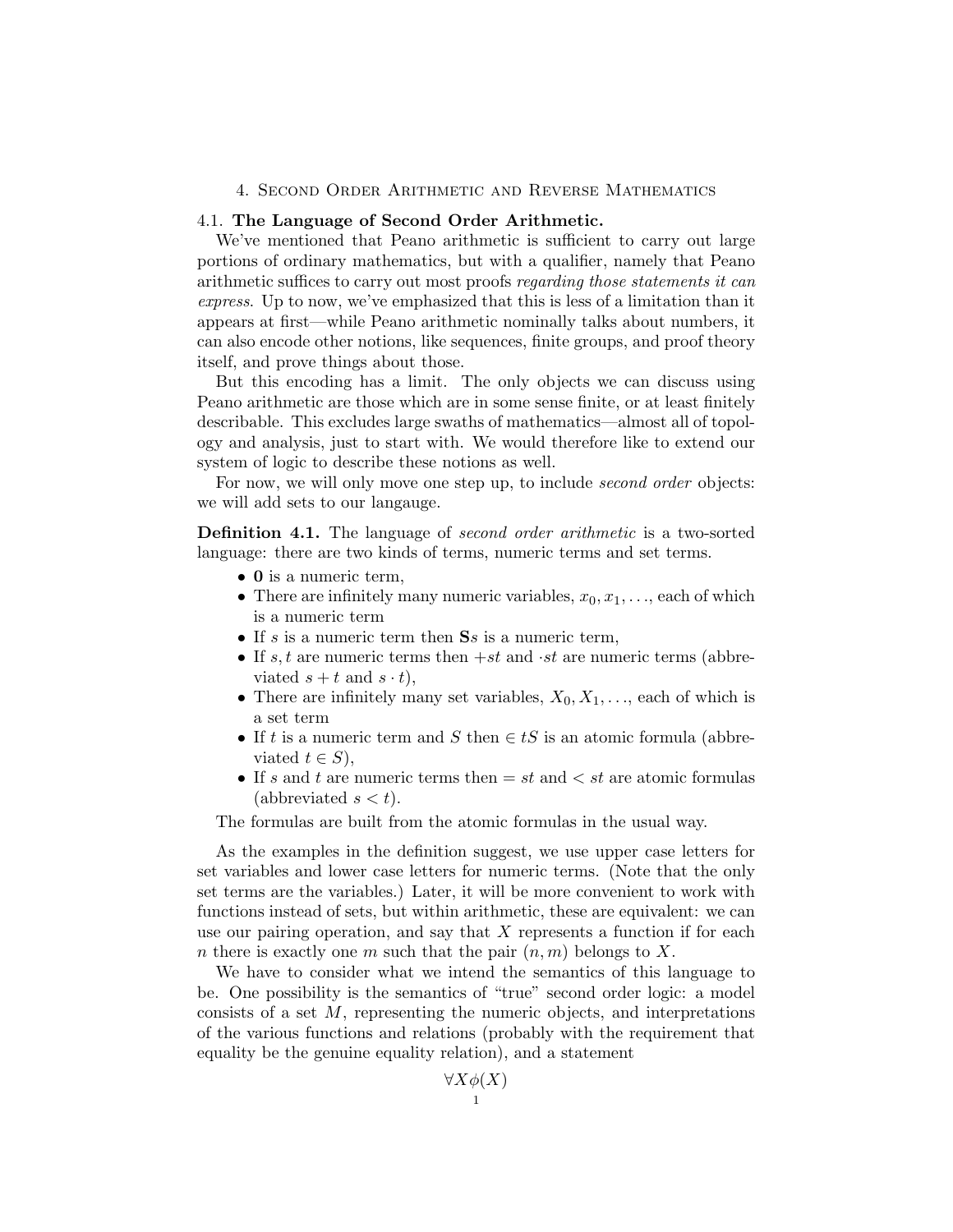# 4. Second Order Arithmetic and Reverse Mathematics

## 4.1. The Language of Second Order Arithmetic.

We've mentioned that Peano arithmetic is sufficient to carry out large portions of ordinary mathematics, but with a qualifier, namely that Peano arithmetic suffices to carry out most proofs *regarding those statements it can express*. Up to now, we've emphasized that this is less of a limitation than it appears at first—while Peano arithmetic nominally talks about numbers, it can also encode other notions, like sequences, finite groups, and proof theory itself, and prove things about those.

But this encoding has a limit. The only objects we can discuss using Peano arithmetic are those which are in some sense finite, or at least finitely describable. This excludes large swaths of mathematics—almost all of topology and analysis, just to start with. We would therefore like to extend our system of logic to describe these notions as well.

For now, we will only move one step up, to include *second order* objects: we will add sets to our langauge.

**Definition 4.1.** The language of *second order arithmetic* is a two-sorted language: there are two kinds of terms, numeric terms and set terms.

- $\mathbf{0}$ is a numeric term,
- There are infinitely many numeric variables, $x_0, x_1, \ldots$, each of which is a numeric term
- If $s$ is a numeric term then $\mathbf{S}s$ is a numeric term,
- If $s, t$ are numeric terms then $+st$ and $\cdot st$ are numeric terms (abbreviated $s + t$ and $s \cdot t$),
- There are infinitely many set variables, $X_0, X_1, \ldots$, each of which is a set term
- If $t$ is a numeric term and $S$ then $\in tS$ is an atomic formula (abbreviated $t \in S$),
- If $s$ and $t$ are numeric terms then $= st$ and $< st$ are atomic formulas (abbreviated $s < t$).

The formulas are built from the atomic formulas in the usual way.

As the examples in the definition suggest, we use upper case letters for set variables and lower case letters for numeric terms. (Note that the only set terms are the variables.) Later, it will be more convenient to work with functions instead of sets, but within arithmetic, these are equivalent: we can use our pairing operation, and say that $X$ represents a function if for each $n$ there is exactly one $m$ such that the pair $(n, m)$ belongs to $X$.

We have to consider what we intend the semantics of this language to be. One possibility is the semantics of "true" second order logic: a model consists of a set $M$, representing the numeric objects, and interpretations of the various functions and relations (probably with the requirement that equality be the genuine equality relation), and a statement

$$\forall X \phi(X)$$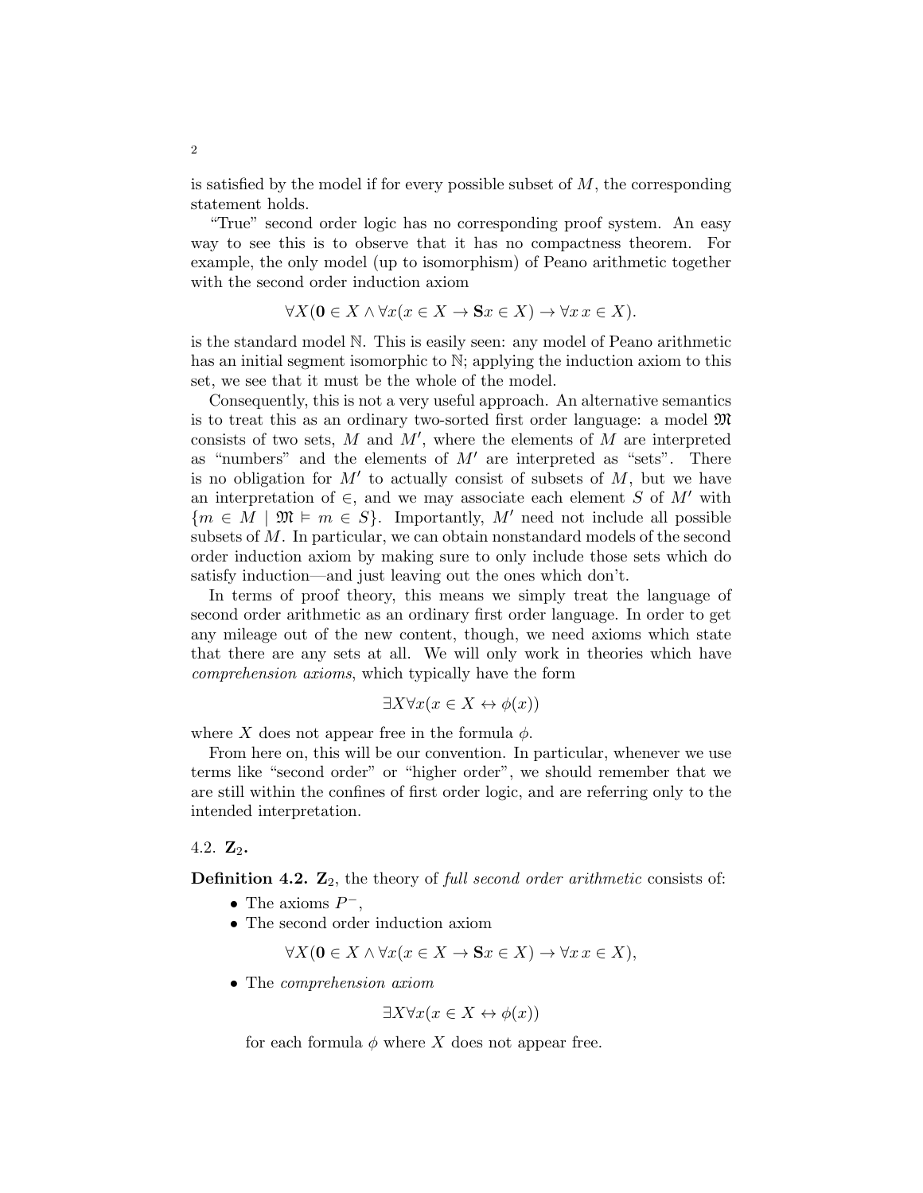is satisfied by the model if for every possible subset of $M$, the corresponding statement holds.

"True" second order logic has no corresponding proof system. An easy way to see this is to observe that it has no compactness theorem. For example, the only model (up to isomorphism) of Peano arithmetic together with the second order induction axiom

$$\forall X(\mathbf{0} \in X \wedge \forall x(x \in X \rightarrow \mathbf{S}x \in X) \rightarrow \forall x\, x \in X).$$

is the standard model $\mathbb{N}$. This is easily seen: any model of Peano arithmetic has an initial segment isomorphic to $\mathbb{N}$; applying the induction axiom to this set, we see that it must be the whole of the model.

Consequently, this is not a very useful approach. An alternative semantics is to treat this as an ordinary two-sorted first order language: a model $\mathfrak{M}$ consists of two sets, $M$ and $M'$, where the elements of $M$ are interpreted as "numbers" and the elements of $M'$ are interpreted as "sets". There is no obligation for $M'$ to actually consist of subsets of $M$, but we have an interpretation of $\in$, and we may associate each element $S$ of $M'$ with $\{m \in M \mid \mathfrak{M} \vDash m \in S\}$. Importantly, $M'$ need not include all possible subsets of $M$. In particular, we can obtain nonstandard models of the second order induction axiom by making sure to only include those sets which do satisfy induction—and just leaving out the ones which don't.

In terms of proof theory, this means we simply treat the language of second order arithmetic as an ordinary first order language. In order to get any mileage out of the new content, though, we need axioms which state that there are any sets at all. We will only work in theories which have *comprehension axioms*, which typically have the form

$$\exists X \forall x(x \in X \leftrightarrow \phi(x))$$

where $X$ does not appear free in the formula $\phi$.

From here on, this will be our convention. In particular, whenever we use terms like "second order" or "higher order", we should remember that we are still within the confines of first order logic, and are referring only to the intended interpretation.

### 4.2. $\mathbf{Z}_2$.

**Definition 4.2.** $\mathbf{Z}_2$, the theory of *full second order arithmetic* consists of:

- The axioms $P^-$,
- The second order induction axiom

$$\forall X(\mathbf{0} \in X \wedge \forall x(x \in X \rightarrow \mathbf{S}x \in X) \rightarrow \forall x\, x \in X),$$

- The *comprehension axiom*

$$\exists X \forall x(x \in X \leftrightarrow \phi(x))$$

for each formula $\phi$ where $X$ does not appear free.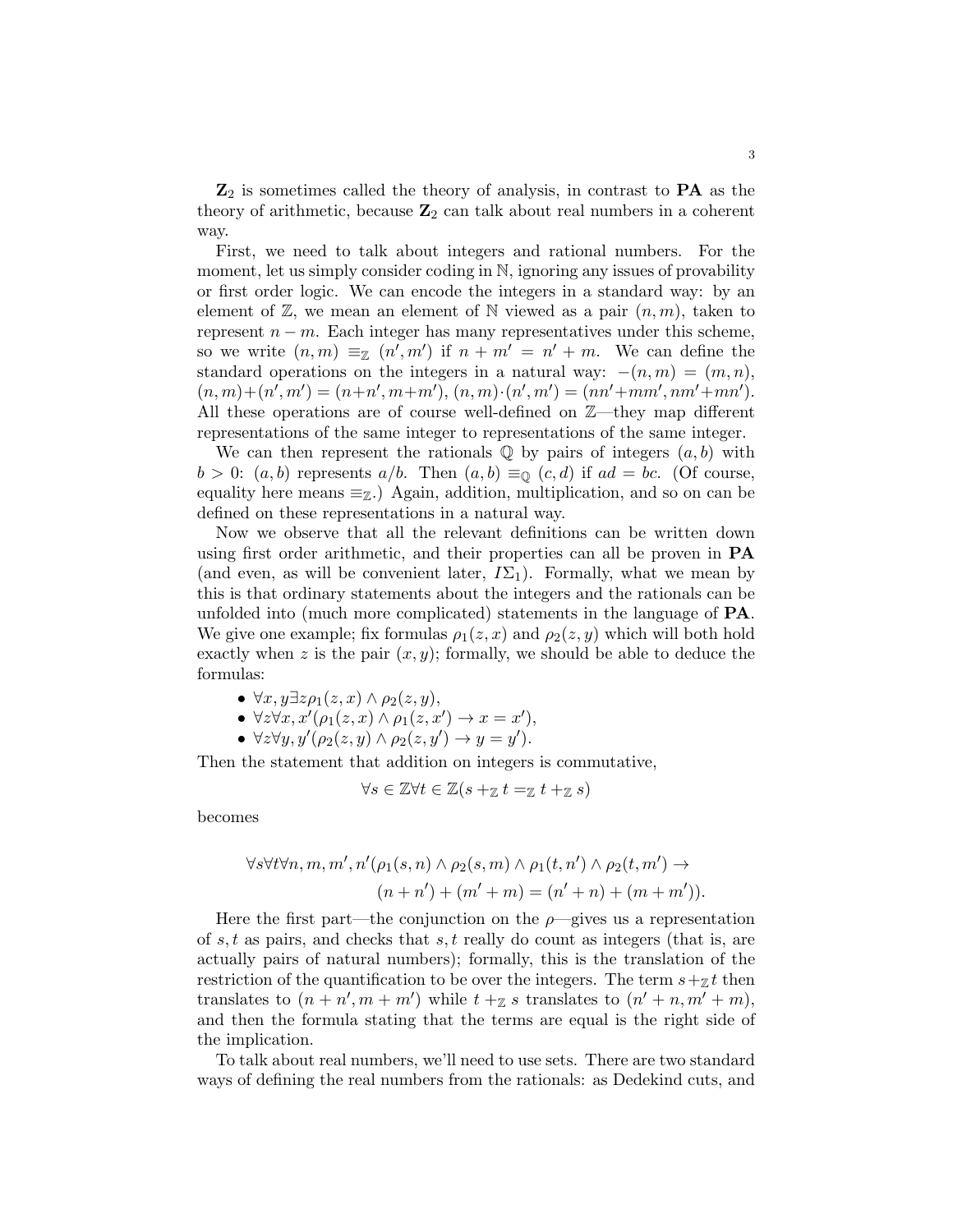$\mathbf{Z}_2$ is sometimes called the theory of analysis, in contrast to $\mathbf{PA}$ as the theory of arithmetic, because $\mathbf{Z}_2$ can talk about real numbers in a coherent way.

First, we need to talk about integers and rational numbers. For the moment, let us simply consider coding in $\mathbb{N}$, ignoring any issues of provability or first order logic. We can encode the integers in a standard way: by an element of $\mathbb{Z}$, we mean an element of $\mathbb{N}$ viewed as a pair $(n, m)$, taken to represent $n - m$. Each integer has many representatives under this scheme, so we write $(n, m) \equiv_{\mathbb{Z}} (n', m')$ if $n + m' = n' + m$. We can define the standard operations on the integers in a natural way: $-(n, m) = (m, n)$, $(n, m)+(n', m') = (n+n', m+m')$, $(n, m)\cdot(n', m') = (nn'+mm', nm'+mn')$. All these operations are of course well-defined on $\mathbb{Z}$—they map different representations of the same integer to representations of the same integer.

We can then represent the rationals $\mathbb{Q}$ by pairs of integers $(a, b)$ with $b > 0$: $(a, b)$ represents $a/b$. Then $(a, b) \equiv_{\mathbb{Q}} (c, d)$ if $ad = bc$. (Of course, equality here means $\equiv_{\mathbb{Z}}$.) Again, addition, multiplication, and so on can be defined on these representations in a natural way.

Now we observe that all the relevant definitions can be written down using first order arithmetic, and their properties can all be proven in $\mathbf{PA}$ (and even, as will be convenient later, $I\Sigma_1$). Formally, what we mean by this is that ordinary statements about the integers and the rationals can be unfolded into (much more complicated) statements in the language of $\mathbf{PA}$. We give one example; fix formulas $\rho_1(z, x)$ and $\rho_2(z, y)$ which will both hold exactly when $z$ is the pair $(x, y)$; formally, we should be able to deduce the formulas:

- $\forall x, y \exists z \rho_1(z, x) \wedge \rho_2(z, y)$,
- $\forall z \forall x, x'(\rho_1(z, x) \wedge \rho_1(z, x') \rightarrow x = x')$,
- $\forall z \forall y, y'(\rho_2(z, y) \wedge \rho_2(z, y') \rightarrow y = y')$.

Then the statement that addition on integers is commutative,

$$\forall s \in \mathbb{Z} \forall t \in \mathbb{Z}(s +_{\mathbb{Z}} t =_{\mathbb{Z}} t +_{\mathbb{Z}} s)$$

becomes

$$\forall s \forall t \forall n, m, m', n'(\rho_1(s, n) \wedge \rho_2(s, m) \wedge \rho_1(t, n') \wedge \rho_2(t, m') \rightarrow$$
$$(n + n') + (m' + m) = (n' + n) + (m + m')).$$

Here the first part—the conjunction on the $\rho$—gives us a representation of $s, t$ as pairs, and checks that $s, t$ really do count as integers (that is, are actually pairs of natural numbers); formally, this is the translation of the restriction of the quantification to be over the integers. The term $s +_{\mathbb{Z}} t$ then translates to $(n + n', m + m')$ while $t +_{\mathbb{Z}} s$ translates to $(n' + n, m' + m)$, and then the formula stating that the terms are equal is the right side of the implication.

To talk about real numbers, we'll need to use sets. There are two standard ways of defining the real numbers from the rationals: as Dedekind cuts, and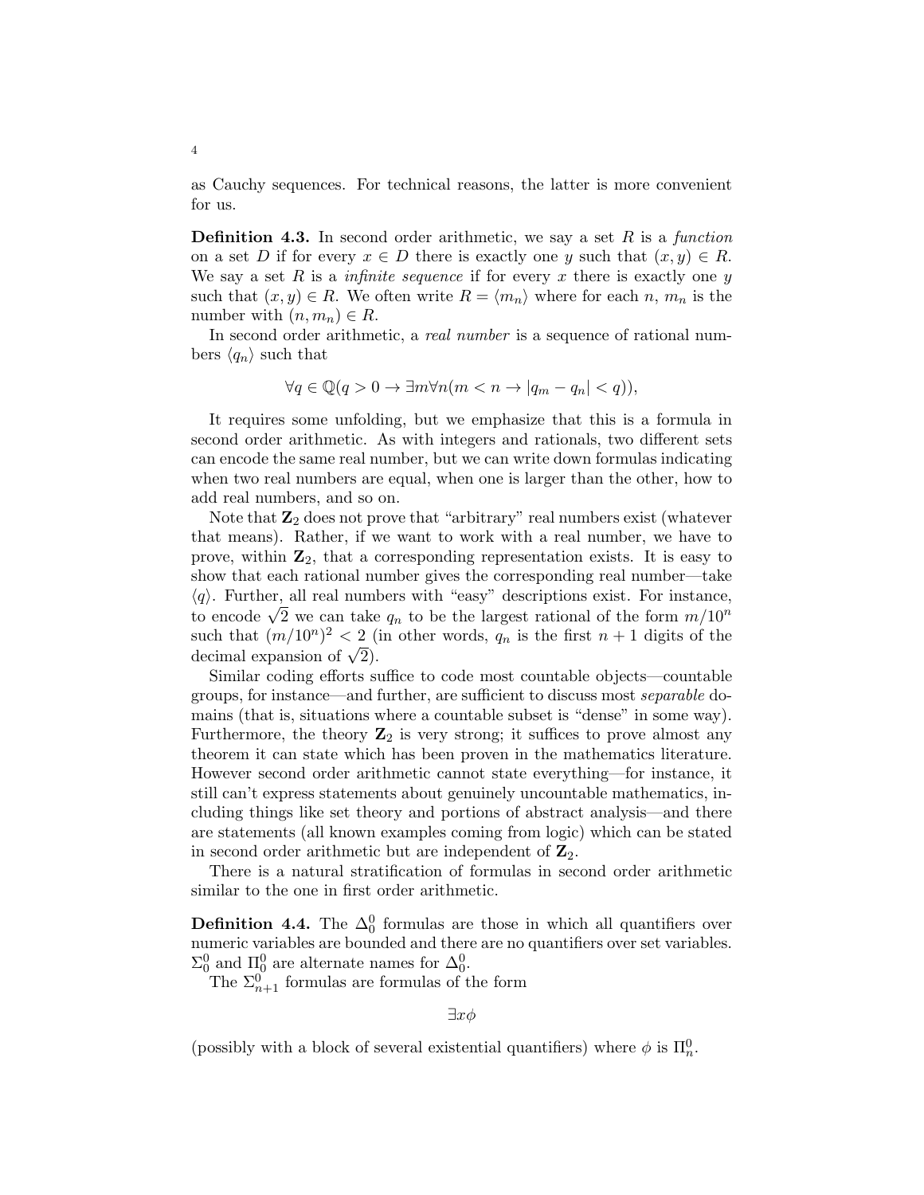as Cauchy sequences. For technical reasons, the latter is more convenient for us.

**Definition 4.3.** In second order arithmetic, we say a set $R$ is a *function* on a set $D$ if for every $x \in D$ there is exactly one $y$ such that $(x, y) \in R$. We say a set $R$ is a *infinite sequence* if for every $x$ there is exactly one $y$ such that $(x, y) \in R$. We often write $R = \langle m_n \rangle$ where for each $n$, $m_n$ is the number with $(n, m_n) \in R$.

In second order arithmetic, a *real number* is a sequence of rational numbers $\langle q_n \rangle$ such that

$$\forall q \in \mathbb{Q}(q > 0 \to \exists m \forall n(m < n \to |q_m - q_n| < q)),$$

It requires some unfolding, but we emphasize that this is a formula in second order arithmetic. As with integers and rationals, two different sets can encode the same real number, but we can write down formulas indicating when two real numbers are equal, when one is larger than the other, how to add real numbers, and so on.

Note that $\mathbf{Z}_2$ does not prove that "arbitrary" real numbers exist (whatever that means). Rather, if we want to work with a real number, we have to prove, within $\mathbf{Z}_2$, that a corresponding representation exists. It is easy to show that each rational number gives the corresponding real number—take $\langle q \rangle$. Further, all real numbers with "easy" descriptions exist. For instance, to encode $\sqrt{2}$ we can take $q_n$ to be the largest rational of the form $m/10^n$ such that $(m/10^n)^2 < 2$ (in other words, $q_n$ is the first $n+1$ digits of the decimal expansion of $\sqrt{2}$).

Similar coding efforts suffice to code most countable objects—countable groups, for instance—and further, are sufficient to discuss most *separable* domains (that is, situations where a countable subset is "dense" in some way). Furthermore, the theory $\mathbf{Z}_2$ is very strong; it suffices to prove almost any theorem it can state which has been proven in the mathematics literature. However second order arithmetic cannot state everything—for instance, it still can't express statements about genuinely uncountable mathematics, including things like set theory and portions of abstract analysis—and there are statements (all known examples coming from logic) which can be stated in second order arithmetic but are independent of $\mathbf{Z}_2$.

There is a natural stratification of formulas in second order arithmetic similar to the one in first order arithmetic.

**Definition 4.4.** The $\Delta^0_0$ formulas are those in which all quantifiers over numeric variables are bounded and there are no quantifiers over set variables. $\Sigma^0_0$ and $\Pi^0_0$ are alternate names for $\Delta^0_0$.

The $\Sigma^0_{n+1}$ formulas are formulas of the form

$$\exists x \phi$$

(possibly with a block of several existential quantifiers) where $\phi$ is $\Pi^0_n$.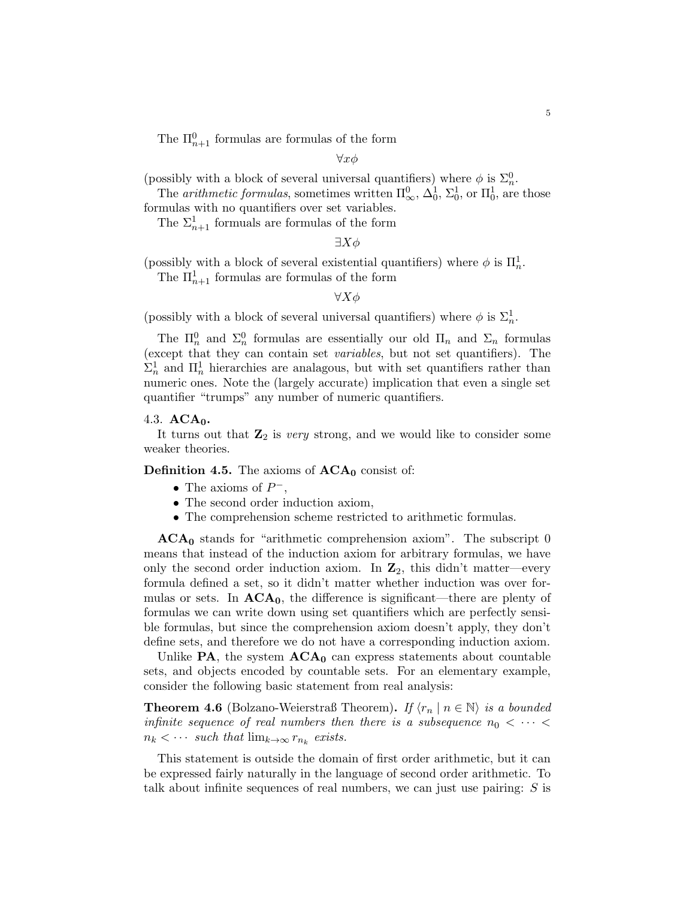The $\Pi^0_{n+1}$ formulas are formulas of the form

$$\forall x\phi$$

(possibly with a block of several universal quantifiers) where $\phi$ is $\Sigma^0_n$.

The *arithmetic formulas*, sometimes written $\Pi^0_\infty$, $\Delta^1_0$, $\Sigma^1_0$, or $\Pi^1_0$, are those formulas with no quantifiers over set variables.

The $\Sigma^1_{n+1}$ formuals are formulas of the form

$$\exists X\phi$$

(possibly with a block of several existential quantifiers) where $\phi$ is $\Pi^1_n$.

The $\Pi^1_{n+1}$ formulas are formulas of the form

$$\forall X\phi$$

(possibly with a block of several universal quantifiers) where $\phi$ is $\Sigma^1_n$.

The $\Pi^0_n$ and $\Sigma^0_n$ formulas are essentially our old $\Pi_n$ and $\Sigma_n$ formulas (except that they can contain set *variables*, but not set quantifiers). The $\Sigma^1_n$ and $\Pi^1_n$ hierarchies are analagous, but with set quantifiers rather than numeric ones. Note the (largely accurate) implication that even a single set quantifier "trumps" any number of numeric quantifiers.

### 4.3. $\mathbf{ACA_0}$.

It turns out that $\mathbf{Z}_2$ is *very* strong, and we would like to consider some weaker theories.

**Definition 4.5.** The axioms of $\mathbf{ACA_0}$ consist of:

- The axioms of $P^-$,
- The second order induction axiom,
- The comprehension scheme restricted to arithmetic formulas.

$\mathbf{ACA_0}$ stands for "arithmetic comprehension axiom". The subscript 0 means that instead of the induction axiom for arbitrary formulas, we have only the second order induction axiom. In $\mathbf{Z}_2$, this didn't matter—every formula defined a set, so it didn't matter whether induction was over formulas or sets. In $\mathbf{ACA_0}$, the difference is significant—there are plenty of formulas we can write down using set quantifiers which are perfectly sensible formulas, but since the comprehension axiom doesn't apply, they don't define sets, and therefore we do not have a corresponding induction axiom.

Unlike $\mathbf{PA}$, the system $\mathbf{ACA_0}$ can express statements about countable sets, and objects encoded by countable sets. For an elementary example, consider the following basic statement from real analysis:

**Theorem 4.6** (Bolzano-Weierstraß Theorem)**.** *If $\langle r_n \mid n \in \mathbb{N}\rangle$ is a bounded infinite sequence of real numbers then there is a subsequence $n_0 < \cdots < n_k < \cdots$ such that $\lim_{k\to\infty} r_{n_k}$ exists.*

This statement is outside the domain of first order arithmetic, but it can be expressed fairly naturally in the language of second order arithmetic. To talk about infinite sequences of real numbers, we can just use pairing: $S$ is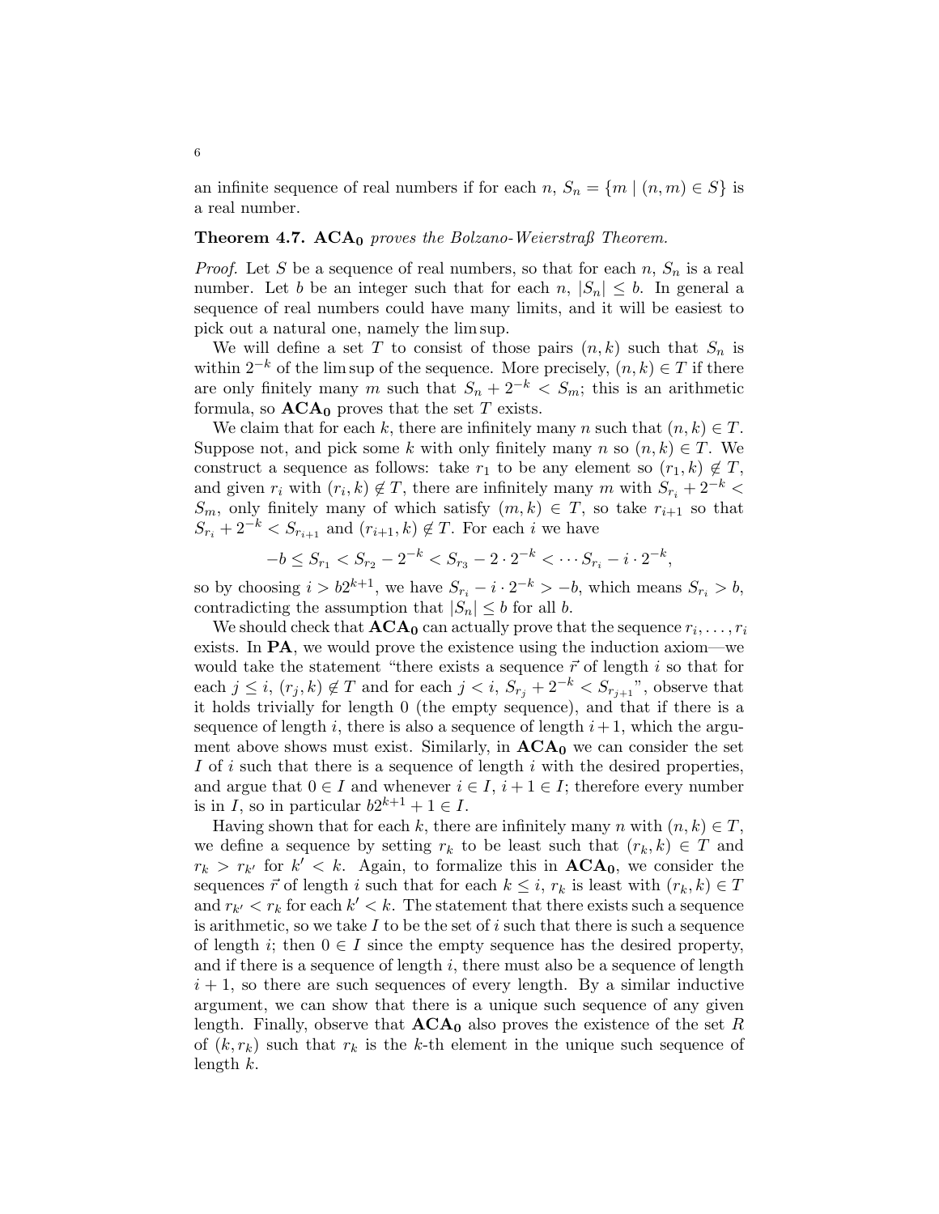an infinite sequence of real numbers if for each $n$, $S_n = \{m \mid (n,m) \in S\}$ is a real number.

**Theorem 4.7.** $\mathbf{ACA_0}$ *proves the Bolzano-Weierstraß Theorem.*

*Proof.* Let $S$ be a sequence of real numbers, so that for each $n$, $S_n$ is a real number. Let $b$ be an integer such that for each $n$, $|S_n| \leq b$. In general a sequence of real numbers could have many limits, and it will be easiest to pick out a natural one, namely the lim sup.

We will define a set $T$ to consist of those pairs $(n,k)$ such that $S_n$ is within $2^{-k}$ of the lim sup of the sequence. More precisely, $(n,k) \in T$ if there are only finitely many $m$ such that $S_n + 2^{-k} < S_m$; this is an arithmetic formula, so $\mathbf{ACA_0}$ proves that the set $T$ exists.

We claim that for each $k$, there are infinitely many $n$ such that $(n,k) \in T$. Suppose not, and pick some $k$ with only finitely many $n$ so $(n,k) \in T$. We construct a sequence as follows: take $r_1$ to be any element so $(r_1, k) \notin T$, and given $r_i$ with $(r_i, k) \notin T$, there are infinitely many $m$ with $S_{r_i} + 2^{-k} < S_m$, only finitely many of which satisfy $(m,k) \in T$, so take $r_{i+1}$ so that $S_{r_i} + 2^{-k} < S_{r_{i+1}}$ and $(r_{i+1}, k) \notin T$. For each $i$ we have

$$-b \leq S_{r_1} < S_{r_2} - 2^{-k} < S_{r_3} - 2 \cdot 2^{-k} < \cdots S_{r_i} - i \cdot 2^{-k},$$

so by choosing $i > b2^{k+1}$, we have $S_{r_i} - i \cdot 2^{-k} > -b$, which means $S_{r_i} > b$, contradicting the assumption that $|S_n| \leq b$ for all $b$.

We should check that $\mathbf{ACA_0}$ can actually prove that the sequence $r_i, \dots, r_i$ exists. In $\mathbf{PA}$, we would prove the existence using the induction axiom—we would take the statement "there exists a sequence $\vec{r}$ of length $i$ so that for each $j \leq i$, $(r_j, k) \notin T$ and for each $j < i$, $S_{r_j} + 2^{-k} < S_{r_{j+1}}$", observe that it holds trivially for length 0 (the empty sequence), and that if there is a sequence of length $i$, there is also a sequence of length $i+1$, which the argument above shows must exist. Similarly, in $\mathbf{ACA_0}$ we can consider the set $I$ of $i$ such that there is a sequence of length $i$ with the desired properties, and argue that $0 \in I$ and whenever $i \in I$, $i+1 \in I$; therefore every number is in $I$, so in particular $b2^{k+1} + 1 \in I$.

Having shown that for each $k$, there are infinitely many $n$ with $(n,k) \in T$, we define a sequence by setting $r_k$ to be least such that $(r_k, k) \in T$ and $r_k > r_{k'}$ for $k' < k$. Again, to formalize this in $\mathbf{ACA_0}$, we consider the sequences $\vec{r}$ of length $i$ such that for each $k \leq i$, $r_k$ is least with $(r_k, k) \in T$ and $r_{k'} < r_k$ for each $k' < k$. The statement that there exists such a sequence is arithmetic, so we take $I$ to be the set of $i$ such that there is such a sequence of length $i$; then $0 \in I$ since the empty sequence has the desired property, and if there is a sequence of length $i$, there must also be a sequence of length $i+1$, so there are such sequences of every length. By a similar inductive argument, we can show that there is a unique such sequence of any given length. Finally, observe that $\mathbf{ACA_0}$ also proves the existence of the set $R$ of $(k, r_k)$ such that $r_k$ is the $k$-th element in the unique such sequence of length $k$.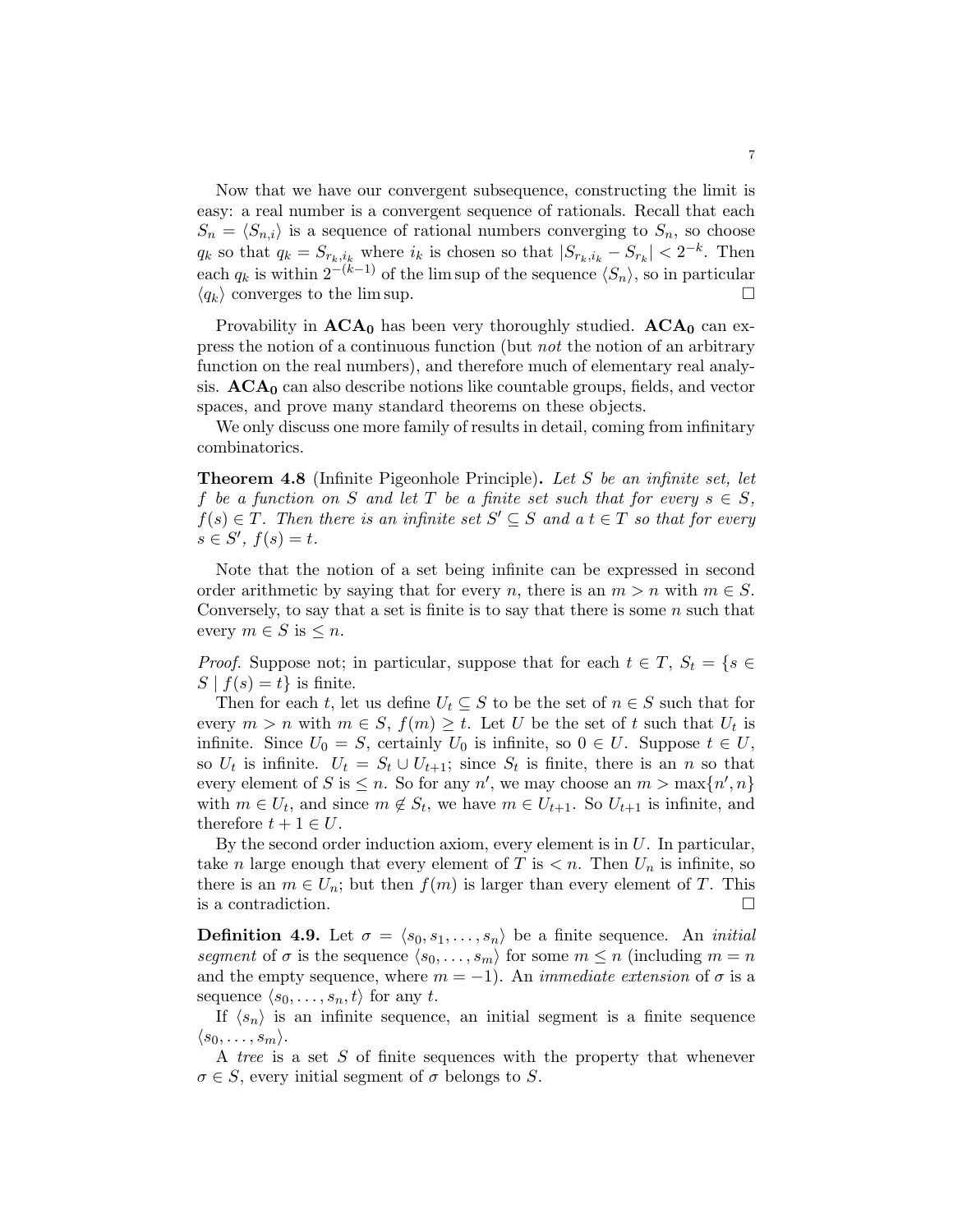Now that we have our convergent subsequence, constructing the limit is easy: a real number is a convergent sequence of rationals. Recall that each $S_n = \langle S_{n,i} \rangle$ is a sequence of rational numbers converging to $S_n$, so choose $q_k$ so that $q_k = S_{r_k,i_k}$ where $i_k$ is chosen so that $|S_{r_k,i_k} - S_{r_k}| < 2^{-k}$. Then each $q_k$ is within $2^{-(k-1)}$ of the lim sup of the sequence $\langle S_n \rangle$, so in particular $\langle q_k \rangle$ converges to the lim sup. □

Provability in $\mathbf{ACA_0}$ has been very thoroughly studied. $\mathbf{ACA_0}$ can express the notion of a continuous function (but *not* the notion of an arbitrary function on the real numbers), and therefore much of elementary real analysis. $\mathbf{ACA_0}$ can also describe notions like countable groups, fields, and vector spaces, and prove many standard theorems on these objects.

We only discuss one more family of results in detail, coming from infinitary combinatorics.

**Theorem 4.8** (Infinite Pigeonhole Principle)**.** *Let $S$ be an infinite set, let $f$ be a function on $S$ and let $T$ be a finite set such that for every $s \in S$, $f(s) \in T$. Then there is an infinite set $S' \subseteq S$ and a $t \in T$ so that for every $s \in S'$, $f(s) = t$.*

Note that the notion of a set being infinite can be expressed in second order arithmetic by saying that for every $n$, there is an $m > n$ with $m \in S$. Conversely, to say that a set is finite is to say that there is some $n$ such that every $m \in S$ is $\leq n$.

*Proof.* Suppose not; in particular, suppose that for each $t \in T$, $S_t = \{s \in S \mid f(s) = t\}$ is finite.

Then for each $t$, let us define $U_t \subseteq S$ to be the set of $n \in S$ such that for every $m > n$ with $m \in S$, $f(m) \geq t$. Let $U$ be the set of $t$ such that $U_t$ is infinite. Since $U_0 = S$, certainly $U_0$ is infinite, so $0 \in U$. Suppose $t \in U$, so $U_t$ is infinite. $U_t = S_t \cup U_{t+1}$; since $S_t$ is finite, there is an $n$ so that every element of $S$ is $\leq n$. So for any $n'$, we may choose an $m > \max\{n', n\}$ with $m \in U_t$, and since $m \notin S_t$, we have $m \in U_{t+1}$. So $U_{t+1}$ is infinite, and therefore $t + 1 \in U$.

By the second order induction axiom, every element is in $U$. In particular, take $n$ large enough that every element of $T$ is $< n$. Then $U_n$ is infinite, so there is an $m \in U_n$; but then $f(m)$ is larger than every element of $T$. This is a contradiction. □

**Definition 4.9.** Let $\sigma = \langle s_0, s_1, \ldots, s_n \rangle$ be a finite sequence. An *initial segment* of $\sigma$ is the sequence $\langle s_0, \ldots, s_m \rangle$ for some $m \leq n$ (including $m = n$ and the empty sequence, where $m = -1$). An *immediate extension* of $\sigma$ is a sequence $\langle s_0, \ldots, s_n, t \rangle$ for any $t$.

If $\langle s_n \rangle$ is an infinite sequence, an initial segment is a finite sequence $\langle s_0, \ldots, s_m \rangle$.

A *tree* is a set $S$ of finite sequences with the property that whenever $\sigma \in S$, every initial segment of $\sigma$ belongs to $S$.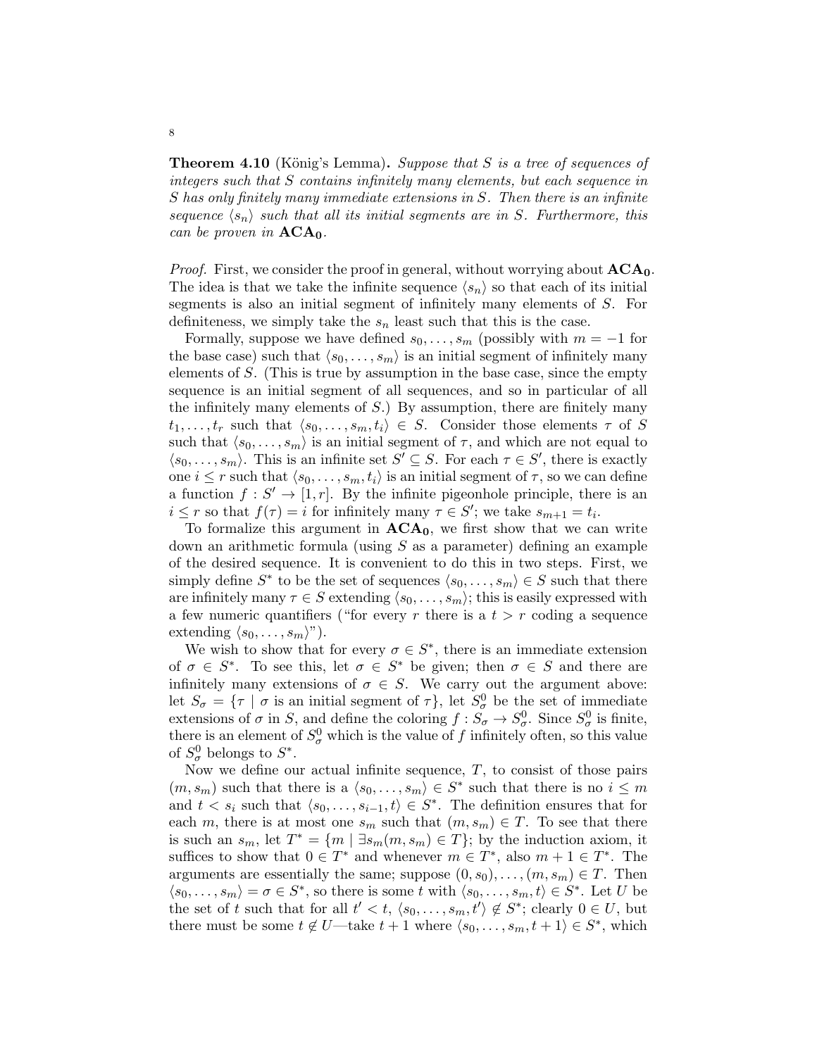**Theorem 4.10** (König's Lemma)**.** *Suppose that $S$ is a tree of sequences of integers such that $S$ contains infinitely many elements, but each sequence in $S$ has only finitely many immediate extensions in $S$. Then there is an infinite sequence $\langle s_n \rangle$ such that all its initial segments are in $S$. Furthermore, this can be proven in* $\mathbf{ACA_0}$*.*

*Proof.* First, we consider the proof in general, without worrying about $\mathbf{ACA_0}$. The idea is that we take the infinite sequence $\langle s_n \rangle$ so that each of its initial segments is also an initial segment of infinitely many elements of $S$. For definiteness, we simply take the $s_n$ least such that this is the case.

Formally, suppose we have defined $s_0, \ldots, s_m$ (possibly with $m = -1$ for the base case) such that $\langle s_0, \ldots, s_m \rangle$ is an initial segment of infinitely many elements of $S$. (This is true by assumption in the base case, since the empty sequence is an initial segment of all sequences, and so in particular of all the infinitely many elements of $S$.) By assumption, there are finitely many $t_1, \ldots, t_r$ such that $\langle s_0, \ldots, s_m, t_i \rangle \in S$. Consider those elements $\tau$ of $S$ such that $\langle s_0, \ldots, s_m \rangle$ is an initial segment of $\tau$, and which are not equal to $\langle s_0, \ldots, s_m \rangle$. This is an infinite set $S' \subseteq S$. For each $\tau \in S'$, there is exactly one $i \leq r$ such that $\langle s_0, \ldots, s_m, t_i \rangle$ is an initial segment of $\tau$, so we can define a function $f : S' \to [1, r]$. By the infinite pigeonhole principle, there is an $i \leq r$ so that $f(\tau) = i$ for infinitely many $\tau \in S'$; we take $s_{m+1} = t_i$.

To formalize this argument in $\mathbf{ACA_0}$, we first show that we can write down an arithmetic formula (using $S$ as a parameter) defining an example of the desired sequence. It is convenient to do this in two steps. First, we simply define $S^*$ to be the set of sequences $\langle s_0, \ldots, s_m \rangle \in S$ such that there are infinitely many $\tau \in S$ extending $\langle s_0, \ldots, s_m \rangle$; this is easily expressed with a few numeric quantifiers ("for every $r$ there is a $t > r$ coding a sequence extending $\langle s_0, \ldots, s_m \rangle$").

We wish to show that for every $\sigma \in S^*$, there is an immediate extension of $\sigma \in S^*$. To see this, let $\sigma \in S^*$ be given; then $\sigma \in S$ and there are infinitely many extensions of $\sigma \in S$. We carry out the argument above: let $S_\sigma = \{\tau \mid \sigma \text{ is an initial segment of } \tau\}$, let $S^0_\sigma$ be the set of immediate extensions of $\sigma$ in $S$, and define the coloring $f : S_\sigma \to S^0_\sigma$. Since $S^0_\sigma$ is finite, there is an element of $S^0_\sigma$ which is the value of $f$ infinitely often, so this value of $S^0_\sigma$ belongs to $S^*$.

Now we define our actual infinite sequence, $T$, to consist of those pairs $(m, s_m)$ such that there is a $\langle s_0, \ldots, s_m \rangle \in S^*$ such that there is no $i \leq m$ and $t < s_i$ such that $\langle s_0, \ldots, s_{i-1}, t \rangle \in S^*$. The definition ensures that for each $m$, there is at most one $s_m$ such that $(m, s_m) \in T$. To see that there is such an $s_m$, let $T^* = \{m \mid \exists s_m (m, s_m) \in T\}$; by the induction axiom, it suffices to show that $0 \in T^*$ and whenever $m \in T^*$, also $m + 1 \in T^*$. The arguments are essentially the same; suppose $(0, s_0), \ldots, (m, s_m) \in T$. Then $\langle s_0, \ldots, s_m \rangle = \sigma \in S^*$, so there is some $t$ with $\langle s_0, \ldots, s_m, t \rangle \in S^*$. Let $U$ be the set of $t$ such that for all $t' < t$, $\langle s_0, \ldots, s_m, t' \rangle \notin S^*$; clearly $0 \in U$, but there must be some $t \notin U$—take $t + 1$ where $\langle s_0, \ldots, s_m, t + 1 \rangle \in S^*$, which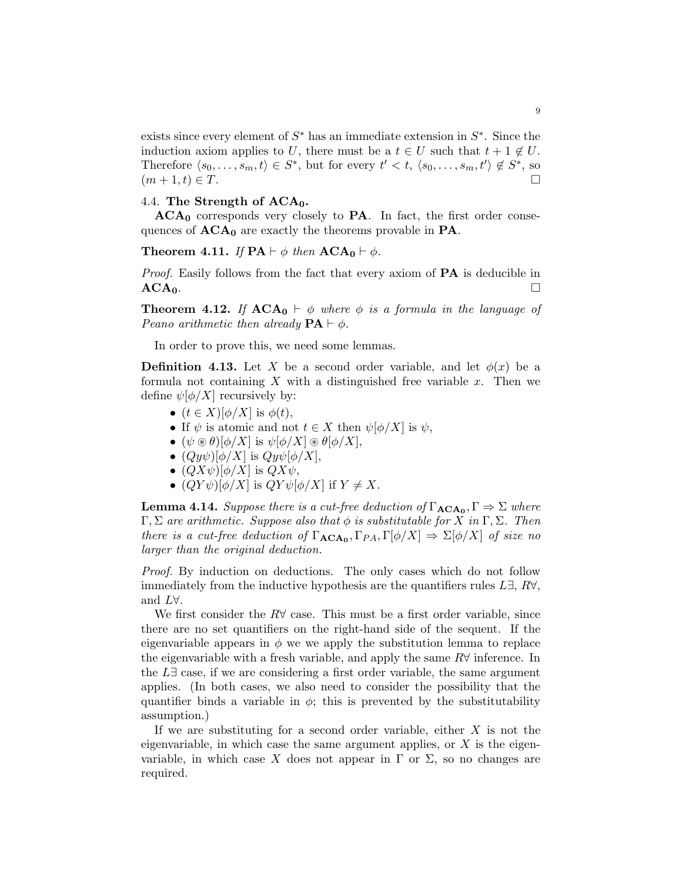exists since every element of $S^*$ has an immediate extension in $S^*$. Since the induction axiom applies to $U$, there must be a $t \in U$ such that $t+1 \notin U$. Therefore $\langle s_0, \dots, s_m, t\rangle \in S^*$, but for every $t' < t$, $\langle s_0, \dots, s_m, t'\rangle \notin S^*$, so $(m+1, t) \in T$. □

### 4.4. The Strength of $\mathbf{ACA_0}$.

$\mathbf{ACA_0}$ corresponds very closely to $\mathbf{PA}$. In fact, the first order consequences of $\mathbf{ACA_0}$ are exactly the theorems provable in $\mathbf{PA}$.

**Theorem 4.11.** *If $\mathbf{PA} \vdash \phi$ then $\mathbf{ACA_0} \vdash \phi$.*

*Proof.* Easily follows from the fact that every axiom of $\mathbf{PA}$ is deducible in $\mathbf{ACA_0}$. □

**Theorem 4.12.** *If $\mathbf{ACA_0} \vdash \phi$ where $\phi$ is a formula in the language of Peano arithmetic then already $\mathbf{PA} \vdash \phi$.*

In order to prove this, we need some lemmas.

**Definition 4.13.** Let $X$ be a second order variable, and let $\phi(x)$ be a formula not containing $X$ with a distinguished free variable $x$. Then we define $\psi[\phi/X]$ recursively by:

- $(t \in X)[\phi/X]$ is $\phi(t)$,
- If $\psi$ is atomic and not $t \in X$ then $\psi[\phi/X]$ is $\psi$,
- $(\psi \circledast \theta)[\phi/X]$ is $\psi[\phi/X] \circledast \theta[\phi/X]$,
- $(Qy\psi)[\phi/X]$ is $Qy\psi[\phi/X]$,
- $(QX\psi)[\phi/X]$ is $QX\psi$,
- $(QY\psi)[\phi/X]$ is $QY\psi[\phi/X]$ if $Y \neq X$.

**Lemma 4.14.** *Suppose there is a cut-free deduction of $\Gamma_{\mathbf{ACA_0}}, \Gamma \Rightarrow \Sigma$ where $\Gamma, \Sigma$ are arithmetic. Suppose also that $\phi$ is substitutable for $X$ in $\Gamma, \Sigma$. Then there is a cut-free deduction of $\Gamma_{\mathbf{ACA_0}}, \Gamma_{PA}, \Gamma[\phi/X] \Rightarrow \Sigma[\phi/X]$ of size no larger than the original deduction.*

*Proof.* By induction on deductions. The only cases which do not follow immediately from the inductive hypothesis are the quantifiers rules $L\exists$, $R\forall$, and $L\forall$.

We first consider the $R\forall$ case. This must be a first order variable, since there are no set quantifiers on the right-hand side of the sequent. If the eigenvariable appears in $\phi$ we we apply the substitution lemma to replace the eigenvariable with a fresh variable, and apply the same $R\forall$ inference. In the $L\exists$ case, if we are considering a first order variable, the same argument applies. (In both cases, we also need to consider the possibility that the quantifier binds a variable in $\phi$; this is prevented by the substitutability assumption.)

If we are substituting for a second order variable, either $X$ is not the eigenvariable, in which case the same argument applies, or $X$ is the eigenvariable, in which case $X$ does not appear in $\Gamma$ or $\Sigma$, so no changes are required.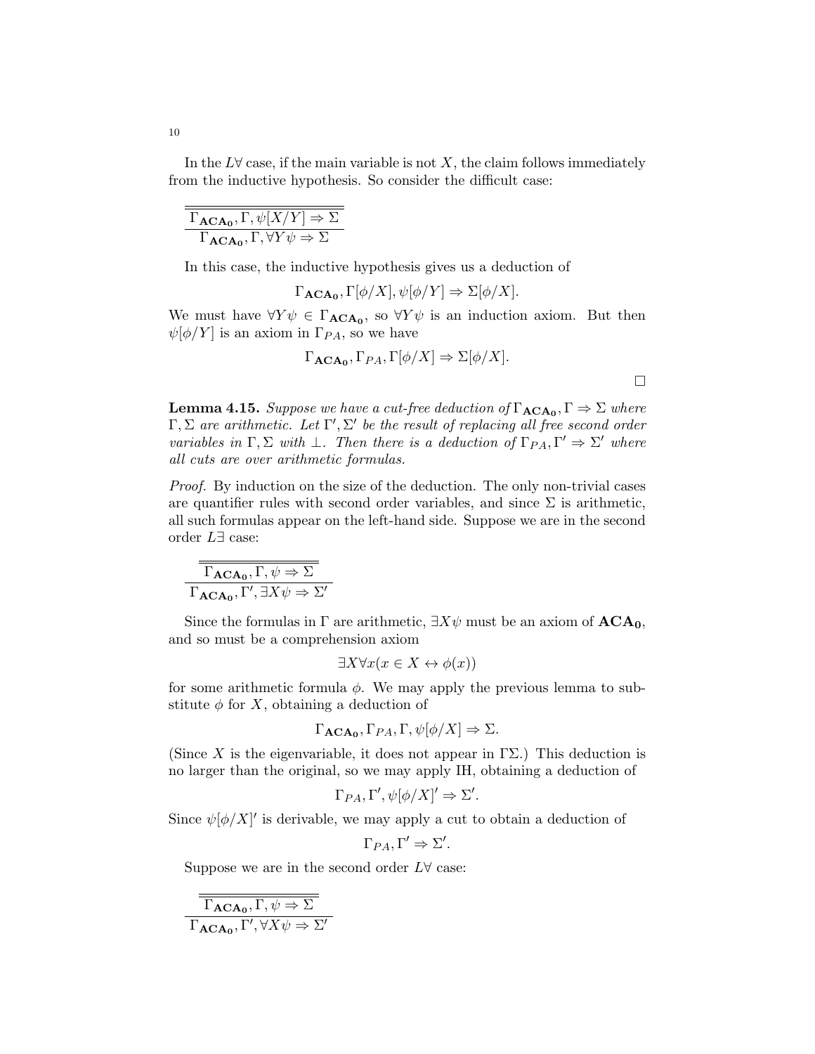In the $L\forall$ case, if the main variable is not $X$, the claim follows immediately from the inductive hypothesis. So consider the difficult case:

$$\dfrac{\overline{\overline{\Gamma_{\mathbf{ACA_0}}, \Gamma, \psi[X/Y] \Rightarrow \Sigma}}}{\Gamma_{\mathbf{ACA_0}}, \Gamma, \forall Y \psi \Rightarrow \Sigma}$$

In this case, the inductive hypothesis gives us a deduction of

$$\Gamma_{\mathbf{ACA_0}}, \Gamma[\phi/X], \psi[\phi/Y] \Rightarrow \Sigma[\phi/X].$$

We must have $\forall Y \psi \in \Gamma_{\mathbf{ACA_0}}$, so $\forall Y \psi$ is an induction axiom. But then $\psi[\phi/Y]$ is an axiom in $\Gamma_{PA}$, so we have

$$\Gamma_{\mathbf{ACA_0}}, \Gamma_{PA}, \Gamma[\phi/X] \Rightarrow \Sigma[\phi/X].$$

$\square$

**Lemma 4.15.** *Suppose we have a cut-free deduction of $\Gamma_{\mathbf{ACA_0}}, \Gamma \Rightarrow \Sigma$ where $\Gamma, \Sigma$ are arithmetic. Let $\Gamma', \Sigma'$ be the result of replacing all free second order variables in $\Gamma, \Sigma$ with $\bot$. Then there is a deduction of $\Gamma_{PA}, \Gamma' \Rightarrow \Sigma'$ where all cuts are over arithmetic formulas.*

*Proof.* By induction on the size of the deduction. The only non-trivial cases are quantifier rules with second order variables, and since $\Sigma$ is arithmetic, all such formulas appear on the left-hand side. Suppose we are in the second order $L\exists$ case:

$$\dfrac{\overline{\overline{\Gamma_{\mathbf{ACA_0}}, \Gamma, \psi \Rightarrow \Sigma}}}{\Gamma_{\mathbf{ACA_0}}, \Gamma', \exists X \psi \Rightarrow \Sigma'}$$

Since the formulas in $\Gamma$ are arithmetic, $\exists X \psi$ must be an axiom of $\mathbf{ACA_0}$, and so must be a comprehension axiom

$$\exists X \forall x (x \in X \leftrightarrow \phi(x))$$

for some arithmetic formula $\phi$. We may apply the previous lemma to substitute $\phi$ for $X$, obtaining a deduction of

$$\Gamma_{\mathbf{ACA_0}}, \Gamma_{PA}, \Gamma, \psi[\phi/X] \Rightarrow \Sigma.$$

(Since $X$ is the eigenvariable, it does not appear in $\Gamma\Sigma$.) This deduction is no larger than the original, so we may apply IH, obtaining a deduction of

$$\Gamma_{PA}, \Gamma', \psi[\phi/X]' \Rightarrow \Sigma'.$$

Since $\psi[\phi/X]'$ is derivable, we may apply a cut to obtain a deduction of

$$\Gamma_{PA}, \Gamma' \Rightarrow \Sigma'.$$

Suppose we are in the second order $L\forall$ case:

$$\dfrac{\overline{\overline{\Gamma_{\mathbf{ACA_0}}, \Gamma, \psi \Rightarrow \Sigma}}}{\Gamma_{\mathbf{ACA_0}}, \Gamma', \forall X \psi \Rightarrow \Sigma'}$$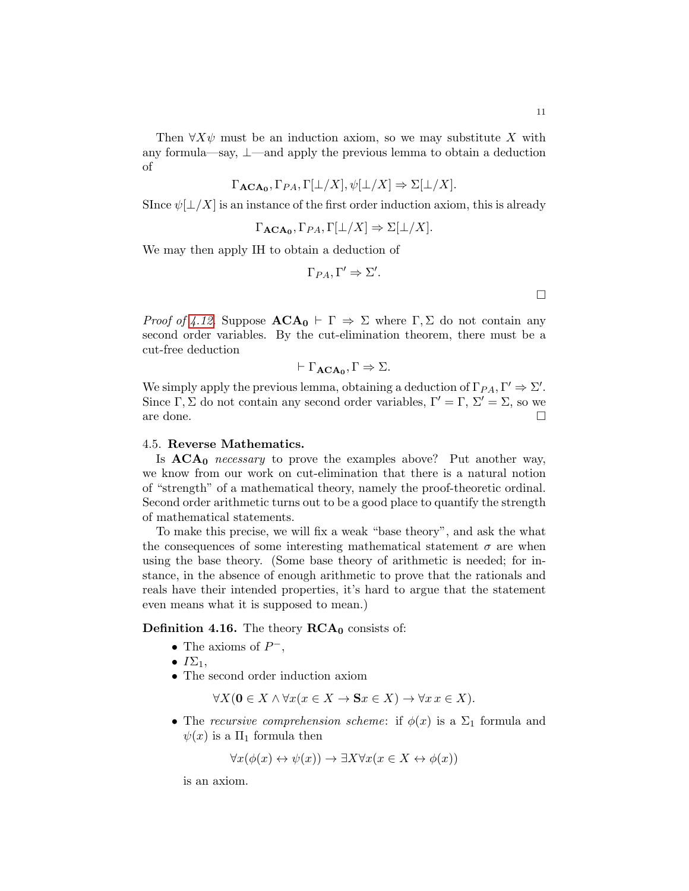Then $\forall X\psi$ must be an induction axiom, so we may substitute $X$ with any formula—say, $\bot$—and apply the previous lemma to obtain a deduction of

$$\Gamma_{\mathbf{ACA_0}}, \Gamma_{PA}, \Gamma[\bot/X], \psi[\bot/X] \Rightarrow \Sigma[\bot/X].$$

SInce $\psi[\bot/X]$ is an instance of the first order induction axiom, this is already

$$\Gamma_{\mathbf{ACA_0}}, \Gamma_{PA}, \Gamma[\bot/X] \Rightarrow \Sigma[\bot/X].$$

We may then apply IH to obtain a deduction of

$$\Gamma_{PA}, \Gamma' \Rightarrow \Sigma'.$$

□

*Proof of 4.12.* Suppose $\mathbf{ACA_0} \vdash \Gamma \Rightarrow \Sigma$ where $\Gamma, \Sigma$ do not contain any second order variables. By the cut-elimination theorem, there must be a cut-free deduction

$$\vdash \Gamma_{\mathbf{ACA_0}}, \Gamma \Rightarrow \Sigma.$$

We simply apply the previous lemma, obtaining a deduction of $\Gamma_{PA}, \Gamma' \Rightarrow \Sigma'$. Since $\Gamma, \Sigma$ do not contain any second order variables, $\Gamma' = \Gamma$, $\Sigma' = \Sigma$, so we are done. □

### 4.5. Reverse Mathematics.

Is $\mathbf{ACA_0}$ *necessary* to prove the examples above? Put another way, we know from our work on cut-elimination that there is a natural notion of "strength" of a mathematical theory, namely the proof-theoretic ordinal. Second order arithmetic turns out to be a good place to quantify the strength of mathematical statements.

To make this precise, we will fix a weak "base theory", and ask the what the consequences of some interesting mathematical statement $\sigma$ are when using the base theory. (Some base theory of arithmetic is needed; for instance, in the absence of enough arithmetic to prove that the rationals and reals have their intended properties, it's hard to argue that the statement even means what it is supposed to mean.)

**Definition 4.16.** The theory $\mathbf{RCA_0}$ consists of:

- The axioms of $P^-$,
- $I\Sigma_1$,
- The second order induction axiom

$$\forall X(\mathbf{0} \in X \wedge \forall x(x \in X \to \mathbf{S}x \in X) \to \forall x\, x \in X).$$

- The *recursive comprehension scheme*: if $\phi(x)$ is a $\Sigma_1$ formula and $\psi(x)$ is a $\Pi_1$ formula then

$$\forall x(\phi(x) \leftrightarrow \psi(x)) \to \exists X \forall x(x \in X \leftrightarrow \phi(x))$$

  is an axiom.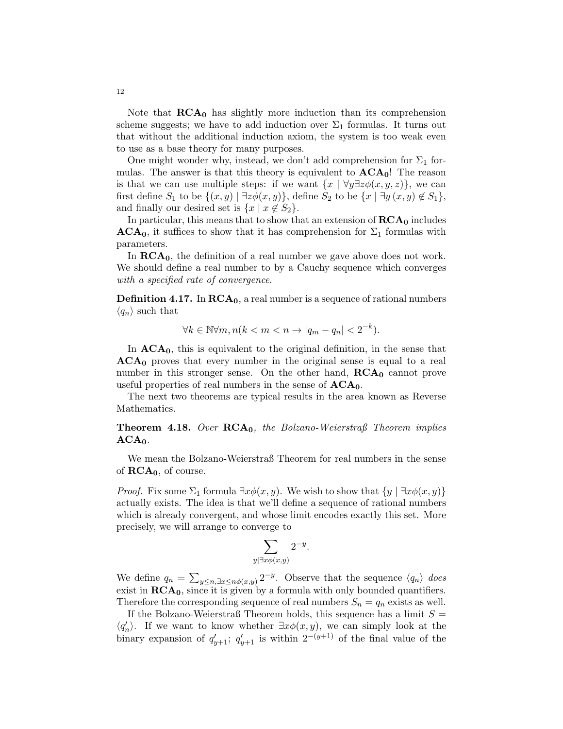Note that $\mathbf{RCA_0}$ has slightly more induction than its comprehension scheme suggests; we have to add induction over $\Sigma_1$ formulas. It turns out that without the additional induction axiom, the system is too weak even to use as a base theory for many purposes.

One might wonder why, instead, we don't add comprehension for $\Sigma_1$ formulas. The answer is that this theory is equivalent to $\mathbf{ACA_0}$! The reason is that we can use multiple steps: if we want $\{x \mid \forall y \exists z \phi(x, y, z)\}$, we can first define $S_1$ to be $\{(x, y) \mid \exists z \phi(x, y)\}$, define $S_2$ to be $\{x \mid \exists y\, (x, y) \notin S_1\}$, and finally our desired set is $\{x \mid x \notin S_2\}$.

In particular, this means that to show that an extension of $\mathbf{RCA_0}$ includes $\mathbf{ACA_0}$, it suffices to show that it has comprehension for $\Sigma_1$ formulas with parameters.

In $\mathbf{RCA_0}$, the definition of a real number we gave above does not work. We should define a real number to by a Cauchy sequence which converges *with a specified rate of convergence*.

**Definition 4.17.** In $\mathbf{RCA_0}$, a real number is a sequence of rational numbers $\langle q_n \rangle$ such that

$$\forall k \in \mathbb{N} \forall m, n (k < m < n \to |q_m - q_n| < 2^{-k}).$$

In $\mathbf{ACA_0}$, this is equivalent to the original definition, in the sense that $\mathbf{ACA_0}$ proves that every number in the original sense is equal to a real number in this stronger sense. On the other hand, $\mathbf{RCA_0}$ cannot prove useful properties of real numbers in the sense of $\mathbf{ACA_0}$.

The next two theorems are typical results in the area known as Reverse Mathematics.

**Theorem 4.18.** *Over* $\mathbf{RCA_0}$*, the Bolzano-Weierstraß Theorem implies* $\mathbf{ACA_0}$.

We mean the Bolzano-Weierstraß Theorem for real numbers in the sense of $\mathbf{RCA_0}$, of course.

*Proof.* Fix some $\Sigma_1$ formula $\exists x \phi(x, y)$. We wish to show that $\{y \mid \exists x \phi(x, y)\}$ actually exists. The idea is that we'll define a sequence of rational numbers which is already convergent, and whose limit encodes exactly this set. More precisely, we will arrange to converge to

$$\sum_{y \mid \exists x \phi(x,y)} 2^{-y}.$$

We define $q_n = \sum_{y \leq n, \exists x \leq n \phi(x,y)} 2^{-y}$. Observe that the sequence $\langle q_n \rangle$ *does* exist in $\mathbf{RCA_0}$, since it is given by a formula with only bounded quantifiers. Therefore the corresponding sequence of real numbers $S_n = q_n$ exists as well.

If the Bolzano-Weierstraß Theorem holds, this sequence has a limit $S = \langle q'_n \rangle$. If we want to know whether $\exists x \phi(x, y)$, we can simply look at the binary expansion of $q'_{y+1}$; $q'_{y+1}$ is within $2^{-(y+1)}$ of the final value of the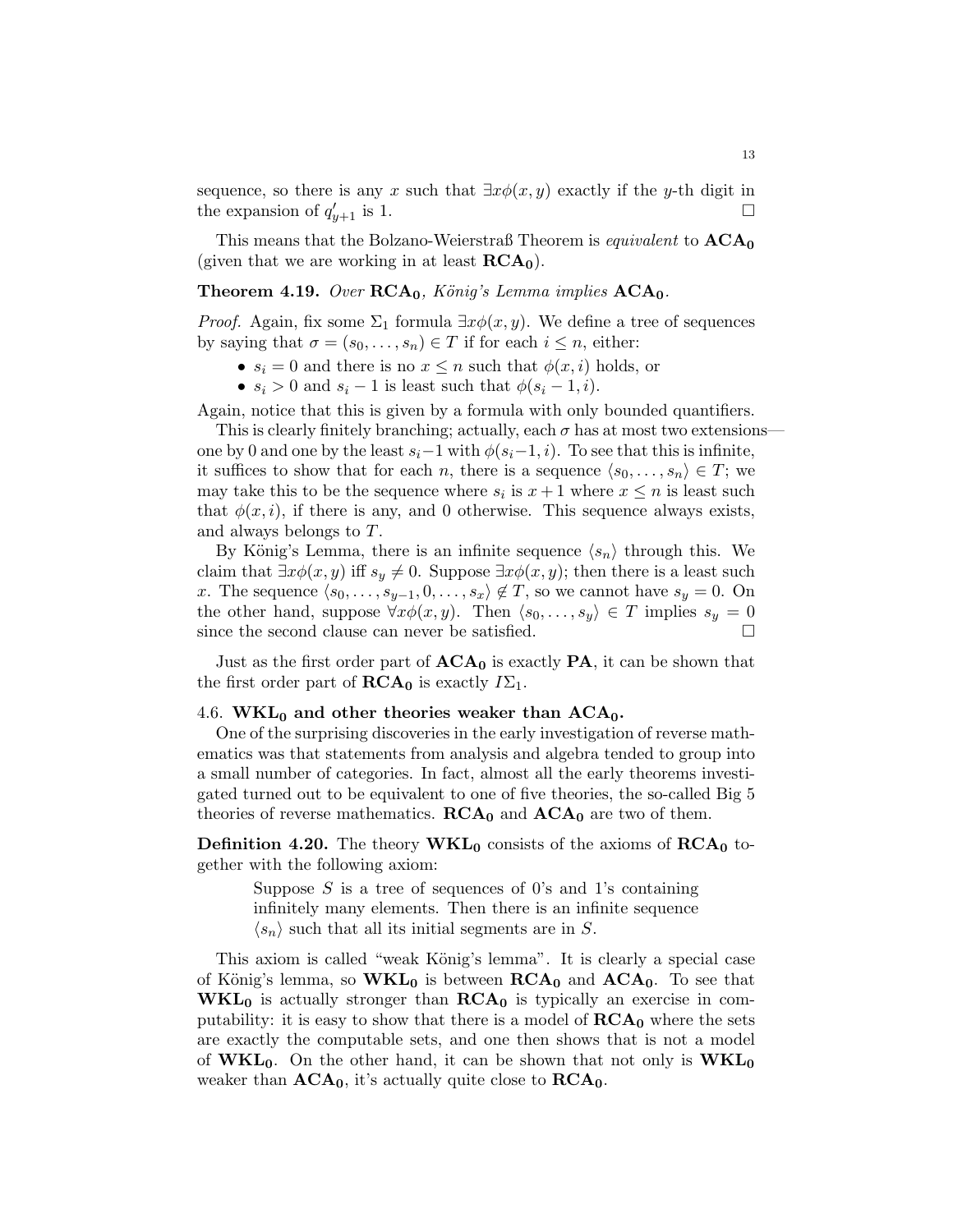sequence, so there is any $x$ such that $\exists x\phi(x, y)$ exactly if the $y$-th digit in the expansion of $q'_{y+1}$ is 1. $\square$

This means that the Bolzano-Weierstraß Theorem is *equivalent* to $\mathbf{ACA_0}$ (given that we are working in at least $\mathbf{RCA_0}$).

**Theorem 4.19.** *Over $\mathbf{RCA_0}$, König's Lemma implies $\mathbf{ACA_0}$.*

*Proof.* Again, fix some $\Sigma_1$ formula $\exists x\phi(x, y)$. We define a tree of sequences by saying that $\sigma = (s_0, \dots, s_n) \in T$ if for each $i \leq n$, either:

- $s_i = 0$ and there is no $x \leq n$ such that $\phi(x, i)$ holds, or
- $s_i > 0$ and $s_i - 1$ is least such that $\phi(s_i - 1, i)$.

Again, notice that this is given by a formula with only bounded quantifiers.

This is clearly finitely branching; actually, each $\sigma$ has at most two extensions—one by 0 and one by the least $s_i - 1$ with $\phi(s_i - 1, i)$. To see that this is infinite, it suffices to show that for each $n$, there is a sequence $\langle s_0, \dots, s_n \rangle \in T$; we may take this to be the sequence where $s_i$ is $x + 1$ where $x \leq n$ is least such that $\phi(x, i)$, if there is any, and 0 otherwise. This sequence always exists, and always belongs to $T$.

By König's Lemma, there is an infinite sequence $\langle s_n \rangle$ through this. We claim that $\exists x\phi(x, y)$ iff $s_y \neq 0$. Suppose $\exists x\phi(x, y)$; then there is a least such $x$. The sequence $\langle s_0, \dots, s_{y-1}, 0, \dots, s_x \rangle \notin T$, so we cannot have $s_y = 0$. On the other hand, suppose $\forall x\phi(x, y)$. Then $\langle s_0, \dots, s_y \rangle \in T$ implies $s_y = 0$ since the second clause can never be satisfied. $\square$

Just as the first order part of $\mathbf{ACA_0}$ is exactly $\mathbf{PA}$, it can be shown that the first order part of $\mathbf{RCA_0}$ is exactly $I\Sigma_1$.

### 4.6. $\mathbf{WKL_0}$ and other theories weaker than $\mathbf{ACA_0}$.

One of the surprising discoveries in the early investigation of reverse mathematics was that statements from analysis and algebra tended to group into a small number of categories. In fact, almost all the early theorems investigated turned out to be equivalent to one of five theories, the so-called Big 5 theories of reverse mathematics. $\mathbf{RCA_0}$ and $\mathbf{ACA_0}$ are two of them.

**Definition 4.20.** The theory $\mathbf{WKL_0}$ consists of the axioms of $\mathbf{RCA_0}$ together with the following axiom:

> Suppose $S$ is a tree of sequences of 0's and 1's containing infinitely many elements. Then there is an infinite sequence $\langle s_n \rangle$ such that all its initial segments are in $S$.

This axiom is called "weak König's lemma". It is clearly a special case of König's lemma, so $\mathbf{WKL_0}$ is between $\mathbf{RCA_0}$ and $\mathbf{ACA_0}$. To see that $\mathbf{WKL_0}$ is actually stronger than $\mathbf{RCA_0}$ is typically an exercise in computability: it is easy to show that there is a model of $\mathbf{RCA_0}$ where the sets are exactly the computable sets, and one then shows that is not a model of $\mathbf{WKL_0}$. On the other hand, it can be shown that not only is $\mathbf{WKL_0}$ weaker than $\mathbf{ACA_0}$, it's actually quite close to $\mathbf{RCA_0}$.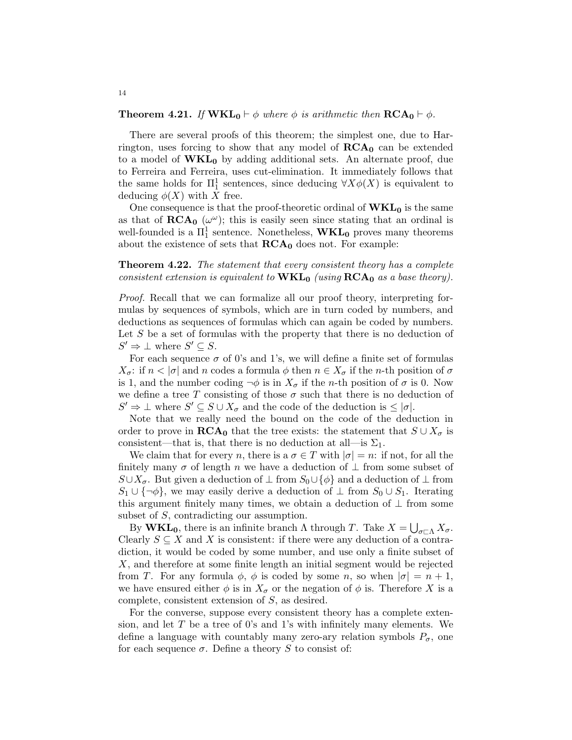**Theorem 4.21.** *If* $\mathbf{WKL_0} \vdash \phi$ *where* $\phi$ *is arithmetic then* $\mathbf{RCA_0} \vdash \phi$.

There are several proofs of this theorem; the simplest one, due to Harrington, uses forcing to show that any model of $\mathbf{RCA_0}$ can be extended to a model of $\mathbf{WKL_0}$ by adding additional sets. An alternate proof, due to Ferreira and Ferreira, uses cut-elimination. It immediately follows that the same holds for $\Pi^1_1$ sentences, since deducing $\forall X \phi(X)$ is equivalent to deducing $\phi(X)$ with $X$ free.

One consequence is that the proof-theoretic ordinal of $\mathbf{WKL_0}$ is the same as that of $\mathbf{RCA_0}$ ($\omega^\omega$); this is easily seen since stating that an ordinal is well-founded is a $\Pi^1_1$ sentence. Nonetheless, $\mathbf{WKL_0}$ proves many theorems about the existence of sets that $\mathbf{RCA_0}$ does not. For example:

**Theorem 4.22.** *The statement that every consistent theory has a complete consistent extension is equivalent to* $\mathbf{WKL_0}$ *(using* $\mathbf{RCA_0}$ *as a base theory).*

*Proof.* Recall that we can formalize all our proof theory, interpreting formulas by sequences of symbols, which are in turn coded by numbers, and deductions as sequences of formulas which can again be coded by numbers. Let $S$ be a set of formulas with the property that there is no deduction of $S' \Rightarrow \bot$ where $S' \subseteq S$.

For each sequence $\sigma$ of 0's and 1's, we will define a finite set of formulas $X_\sigma$: if $n < |\sigma|$ and $n$ codes a formula $\phi$ then $n \in X_\sigma$ if the $n$-th position of $\sigma$ is 1, and the number coding $\neg\phi$ is in $X_\sigma$ if the $n$-th position of $\sigma$ is 0. Now we define a tree $T$ consisting of those $\sigma$ such that there is no deduction of $S' \Rightarrow \bot$ where $S' \subseteq S \cup X_\sigma$ and the code of the deduction is $\leq |\sigma|$.

Note that we really need the bound on the code of the deduction in order to prove in $\mathbf{RCA_0}$ that the tree exists: the statement that $S \cup X_\sigma$ is consistent—that is, that there is no deduction at all—is $\Sigma_1$.

We claim that for every $n$, there is a $\sigma \in T$ with $|\sigma| = n$: if not, for all the finitely many $\sigma$ of length $n$ we have a deduction of $\bot$ from some subset of $S \cup X_\sigma$. But given a deduction of $\bot$ from $S_0 \cup \{\phi\}$ and a deduction of $\bot$ from $S_1 \cup \{\neg\phi\}$, we may easily derive a deduction of $\bot$ from $S_0 \cup S_1$. Iterating this argument finitely many times, we obtain a deduction of $\bot$ from some subset of $S$, contradicting our assumption.

By $\mathbf{WKL_0}$, there is an infinite branch $\Lambda$ through $T$. Take $X = \bigcup_{\sigma \sqsubset \Lambda} X_\sigma$. Clearly $S \subseteq X$ and $X$ is consistent: if there were any deduction of a contradiction, it would be coded by some number, and use only a finite subset of $X$, and therefore at some finite length an initial segment would be rejected from $T$. For any formula $\phi$, $\phi$ is coded by some $n$, so when $|\sigma| = n + 1$, we have ensured either $\phi$ is in $X_\sigma$ or the negation of $\phi$ is. Therefore $X$ is a complete, consistent extension of $S$, as desired.

For the converse, suppose every consistent theory has a complete extension, and let $T$ be a tree of 0's and 1's with infinitely many elements. We define a language with countably many zero-ary relation symbols $P_\sigma$, one for each sequence $\sigma$. Define a theory $S$ to consist of: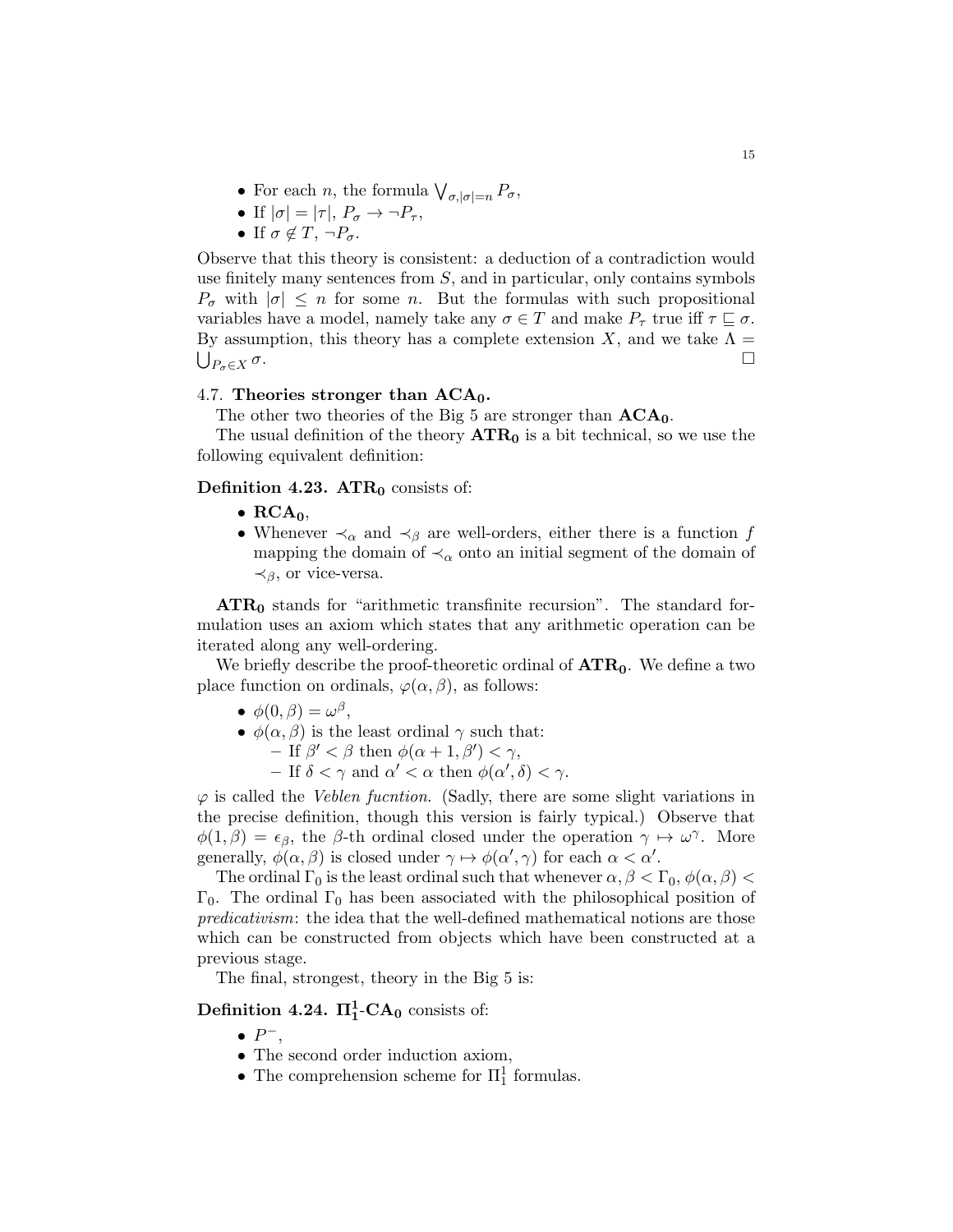- For each $n$, the formula $\bigvee_{\sigma,|\sigma|=n} P_\sigma$,
- If $|\sigma| = |\tau|$, $P_\sigma \rightarrow \neg P_\tau$,
- If $\sigma \notin T$, $\neg P_\sigma$.

Observe that this theory is consistent: a deduction of a contradiction would use finitely many sentences from $S$, and in particular, only contains symbols $P_\sigma$ with $|\sigma| \leq n$ for some $n$. But the formulas with such propositional variables have a model, namely take any $\sigma \in T$ and make $P_\tau$ true iff $\tau \sqsubseteq \sigma$. By assumption, this theory has a complete extension $X$, and we take $\Lambda = \bigcup_{P_\sigma \in X} \sigma$. $\square$

### 4.7. Theories stronger than $\mathbf{ACA_0}$.

The other two theories of the Big 5 are stronger than $\mathbf{ACA_0}$.

The usual definition of the theory $\mathbf{ATR_0}$ is a bit technical, so we use the following equivalent definition:

**Definition 4.23.** $\mathbf{ATR_0}$ consists of:

- $\mathbf{RCA_0}$,
- Whenever $\prec_\alpha$ and $\prec_\beta$ are well-orders, either there is a function $f$ mapping the domain of $\prec_\alpha$ onto an initial segment of the domain of $\prec_\beta$, or vice-versa.

$\mathbf{ATR_0}$ stands for "arithmetic transfinite recursion". The standard formulation uses an axiom which states that any arithmetic operation can be iterated along any well-ordering.

We briefly describe the proof-theoretic ordinal of $\mathbf{ATR_0}$. We define a two place function on ordinals, $\varphi(\alpha, \beta)$, as follows:

- $\phi(0, \beta) = \omega^\beta$,
- $\phi(\alpha, \beta)$ is the least ordinal $\gamma$ such that:
  - If $\beta' < \beta$ then $\phi(\alpha + 1, \beta') < \gamma$,
  - If $\delta < \gamma$ and $\alpha' < \alpha$ then $\phi(\alpha', \delta) < \gamma$.

$\varphi$ is called the *Veblen fucntion*. (Sadly, there are some slight variations in the precise definition, though this version is fairly typical.) Observe that $\phi(1, \beta) = \epsilon_\beta$, the $\beta$-th ordinal closed under the operation $\gamma \mapsto \omega^\gamma$. More generally, $\phi(\alpha, \beta)$ is closed under $\gamma \mapsto \phi(\alpha', \gamma)$ for each $\alpha < \alpha'$.

The ordinal $\Gamma_0$ is the least ordinal such that whenever $\alpha, \beta < \Gamma_0$, $\phi(\alpha, \beta) < \Gamma_0$. The ordinal $\Gamma_0$ has been associated with the philosophical position of *predicativism*: the idea that the well-defined mathematical notions are those which can be constructed from objects which have been constructed at a previous stage.

The final, strongest, theory in the Big 5 is:

**Definition 4.24.** $\mathbf{\Pi^1_1}$**-**$\mathbf{CA_0}$ consists of:

- $P^-$,
- The second order induction axiom,
- The comprehension scheme for $\Pi^1_1$ formulas.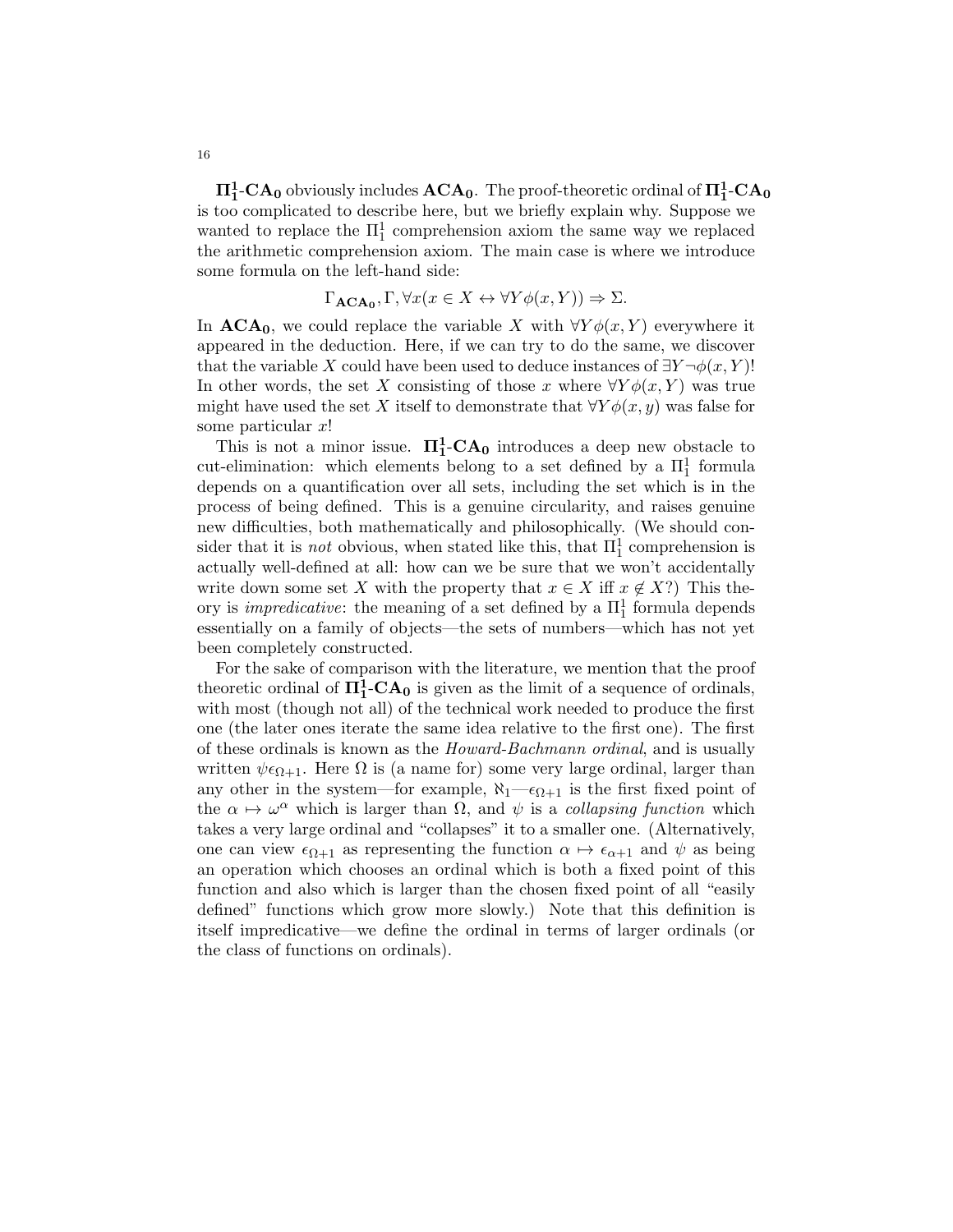$\mathbf{\Pi^1_1}$-$\mathbf{CA_0}$ obviously includes $\mathbf{ACA_0}$. The proof-theoretic ordinal of $\mathbf{\Pi^1_1}$-$\mathbf{CA_0}$ is too complicated to describe here, but we briefly explain why. Suppose we wanted to replace the $\Pi^1_1$ comprehension axiom the same way we replaced the arithmetic comprehension axiom. The main case is where we introduce some formula on the left-hand side:

$$\Gamma_{\mathbf{ACA_0}}, \Gamma, \forall x(x \in X \leftrightarrow \forall Y \phi(x, Y)) \Rightarrow \Sigma.$$

In $\mathbf{ACA_0}$, we could replace the variable $X$ with $\forall Y \phi(x, Y)$ everywhere it appeared in the deduction. Here, if we can try to do the same, we discover that the variable $X$ could have been used to deduce instances of $\exists Y \neg\phi(x, Y)$! In other words, the set $X$ consisting of those $x$ where $\forall Y \phi(x, Y)$ was true might have used the set $X$ itself to demonstrate that $\forall Y \phi(x, y)$ was false for some particular $x$!

This is not a minor issue. $\mathbf{\Pi^1_1}$-$\mathbf{CA_0}$ introduces a deep new obstacle to cut-elimination: which elements belong to a set defined by a $\Pi^1_1$ formula depends on a quantification over all sets, including the set which is in the process of being defined. This is a genuine circularity, and raises genuine new difficulties, both mathematically and philosophically. (We should consider that it is *not* obvious, when stated like this, that $\Pi^1_1$ comprehension is actually well-defined at all: how can we be sure that we won't accidentally write down some set $X$ with the property that $x \in X$ iff $x \notin X$?) This theory is *impredicative*: the meaning of a set defined by a $\Pi^1_1$ formula depends essentially on a family of objects—the sets of numbers—which has not yet been completely constructed.

For the sake of comparison with the literature, we mention that the proof theoretic ordinal of $\mathbf{\Pi^1_1}$-$\mathbf{CA_0}$ is given as the limit of a sequence of ordinals, with most (though not all) of the technical work needed to produce the first one (the later ones iterate the same idea relative to the first one). The first of these ordinals is known as the *Howard-Bachmann ordinal*, and is usually written $\psi\epsilon_{\Omega+1}$. Here $\Omega$ is (a name for) some very large ordinal, larger than any other in the system—for example, $\aleph_1$—$\epsilon_{\Omega+1}$ is the first fixed point of the $\alpha \mapsto \omega^\alpha$ which is larger than $\Omega$, and $\psi$ is a *collapsing function* which takes a very large ordinal and "collapses" it to a smaller one. (Alternatively, one can view $\epsilon_{\Omega+1}$ as representing the function $\alpha \mapsto \epsilon_{\alpha+1}$ and $\psi$ as being an operation which chooses an ordinal which is both a fixed point of this function and also which is larger than the chosen fixed point of all "easily defined" functions which grow more slowly.) Note that this definition is itself impredicative—we define the ordinal in terms of larger ordinals (or the class of functions on ordinals).